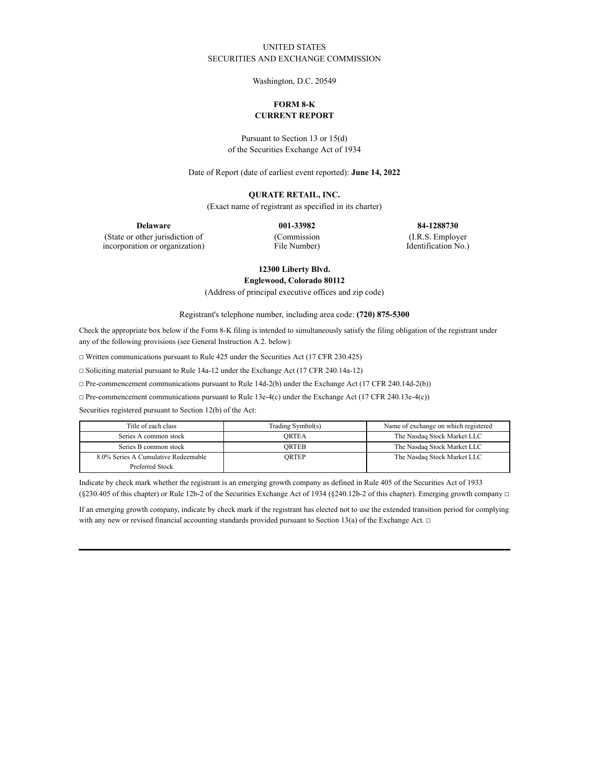UNITED STATES
SECURITIES AND EXCHANGE COMMISSION

Washington, D.C. 20549

# FORM 8-K
## CURRENT REPORT

Pursuant to Section 13 or 15(d)
of the Securities Exchange Act of 1934

Date of Report (date of earliest event reported): **June 14, 2022**

**QURATE RETAIL, INC.**
(Exact name of registrant as specified in its charter)

| **Delaware** | **001-33982** | **84-1288730** |
|---|---|---|
| (State or other jurisdiction of incorporation or organization) | (Commission File Number) | (I.R.S. Employer Identification No.) |

**12300 Liberty Blvd.**
**Englewood, Colorado 80112**
(Address of principal executive offices and zip code)

Registrant's telephone number, including area code: **(720) 875-5300**

Check the appropriate box below if the Form 8-K filing is intended to simultaneously satisfy the filing obligation of the registrant under any of the following provisions (see General Instruction A.2. below):

□ Written communications pursuant to Rule 425 under the Securities Act (17 CFR 230.425)

□ Soliciting material pursuant to Rule 14a-12 under the Exchange Act (17 CFR 240.14a-12)

□ Pre-commencement communications pursuant to Rule 14d-2(b) under the Exchange Act (17 CFR 240.14d-2(b))

□ Pre-commencement communications pursuant to Rule 13e-4(c) under the Exchange Act (17 CFR 240.13e-4(c))

Securities registered pursuant to Section 12(b) of the Act:

| Title of each class | Trading Symbol(s) | Name of exchange on which registered |
|---|---|---|
| Series A common stock | QRTEA | The Nasdaq Stock Market LLC |
| Series B common stock | QRTEB | The Nasdaq Stock Market LLC |
| 8.0% Series A Cumulative Redeemable Preferred Stock | QRTEP | The Nasdaq Stock Market LLC |

Indicate by check mark whether the registrant is an emerging growth company as defined in Rule 405 of the Securities Act of 1933 (§230.405 of this chapter) or Rule 12b-2 of the Securities Exchange Act of 1934 (§240.12b-2 of this chapter). Emerging growth company □

If an emerging growth company, indicate by check mark if the registrant has elected not to use the extended transition period for complying with any new or revised financial accounting standards provided pursuant to Section 13(a) of the Exchange Act. □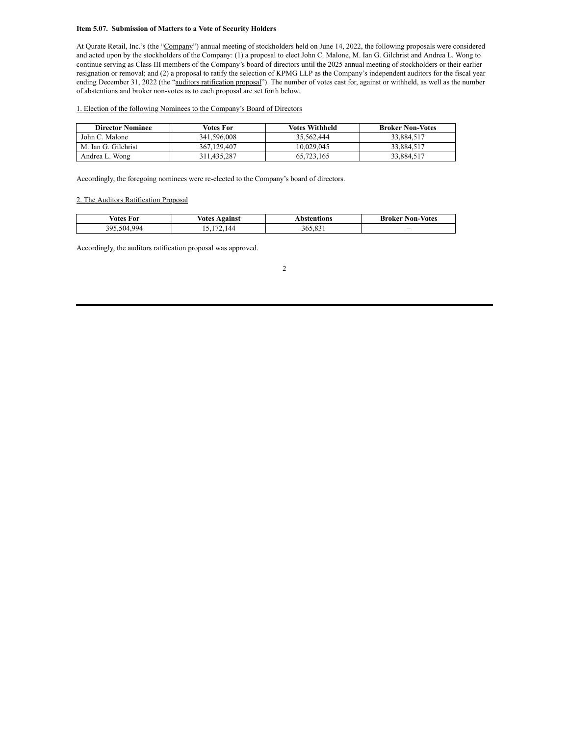**Item 5.07. Submission of Matters to a Vote of Security Holders**

At Qurate Retail, Inc.'s (the "Company") annual meeting of stockholders held on June 14, 2022, the following proposals were considered and acted upon by the stockholders of the Company: (1) a proposal to elect John C. Malone, M. Ian G. Gilchrist and Andrea L. Wong to continue serving as Class III members of the Company's board of directors until the 2025 annual meeting of stockholders or their earlier resignation or removal; and (2) a proposal to ratify the selection of KPMG LLP as the Company's independent auditors for the fiscal year ending December 31, 2022 (the "auditors ratification proposal"). The number of votes cast for, against or withheld, as well as the number of abstentions and broker non-votes as to each proposal are set forth below.

1. Election of the following Nominees to the Company's Board of Directors

| Director Nominee | Votes For | Votes Withheld | Broker Non-Votes |
|---|---|---|---|
| John C. Malone | 341,596,008 | 35,562,444 | 33,884,517 |
| M. Ian G. Gilchrist | 367,129,407 | 10,029,045 | 33,884,517 |
| Andrea L. Wong | 311,435,287 | 65,723,165 | 33,884,517 |

Accordingly, the foregoing nominees were re-elected to the Company's board of directors.

2. The Auditors Ratification Proposal

| Votes For | Votes Against | Abstentions | Broker Non-Votes |
|---|---|---|---|
| 395,504,994 | 15,172,144 | 365,831 | – |

Accordingly, the auditors ratification proposal was approved.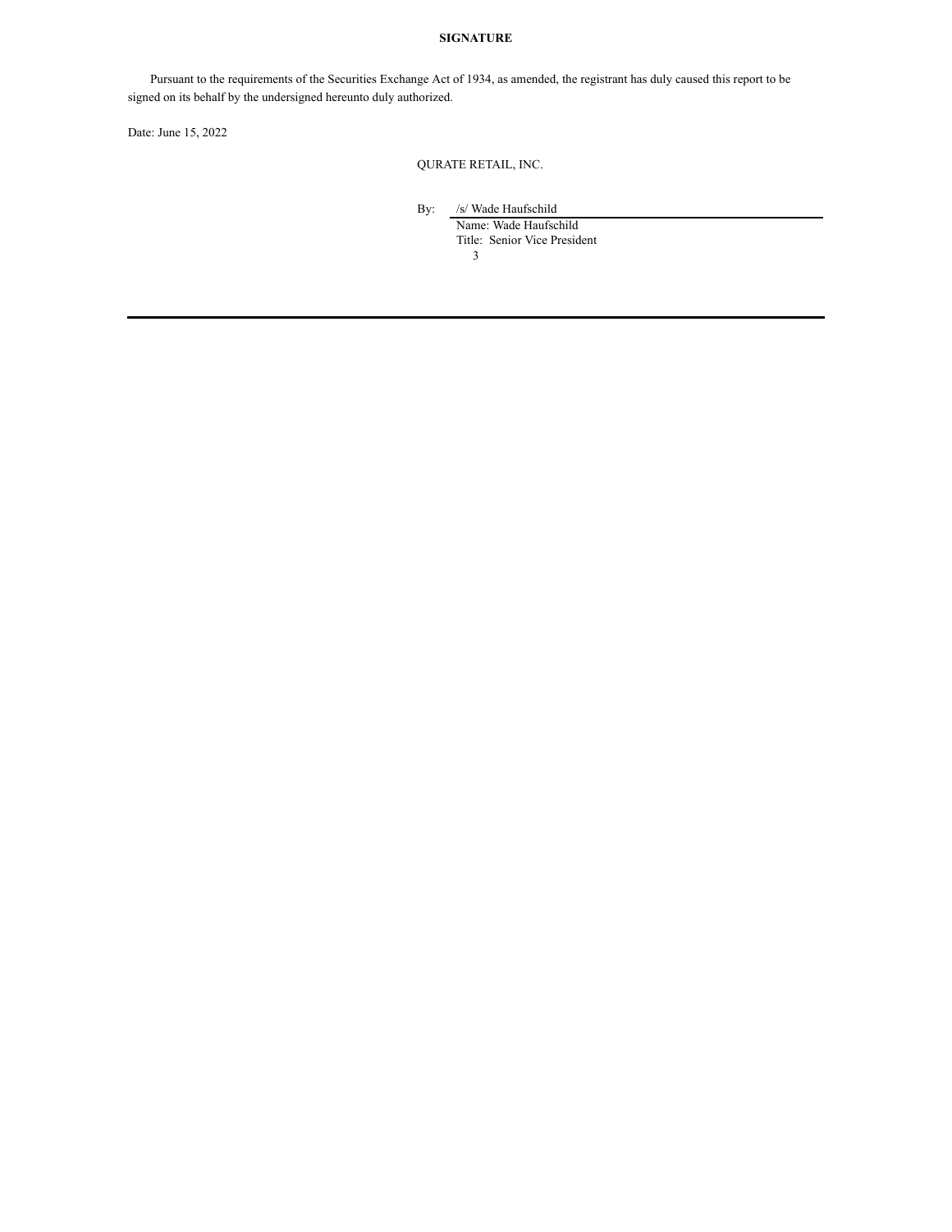**SIGNATURE**

Pursuant to the requirements of the Securities Exchange Act of 1934, as amended, the registrant has duly caused this report to be signed on its behalf by the undersigned hereunto duly authorized.

Date: June 15, 2022

QURATE RETAIL, INC.

By: /s/ Wade Haufschild

Name: Wade Haufschild

Title: Senior Vice President